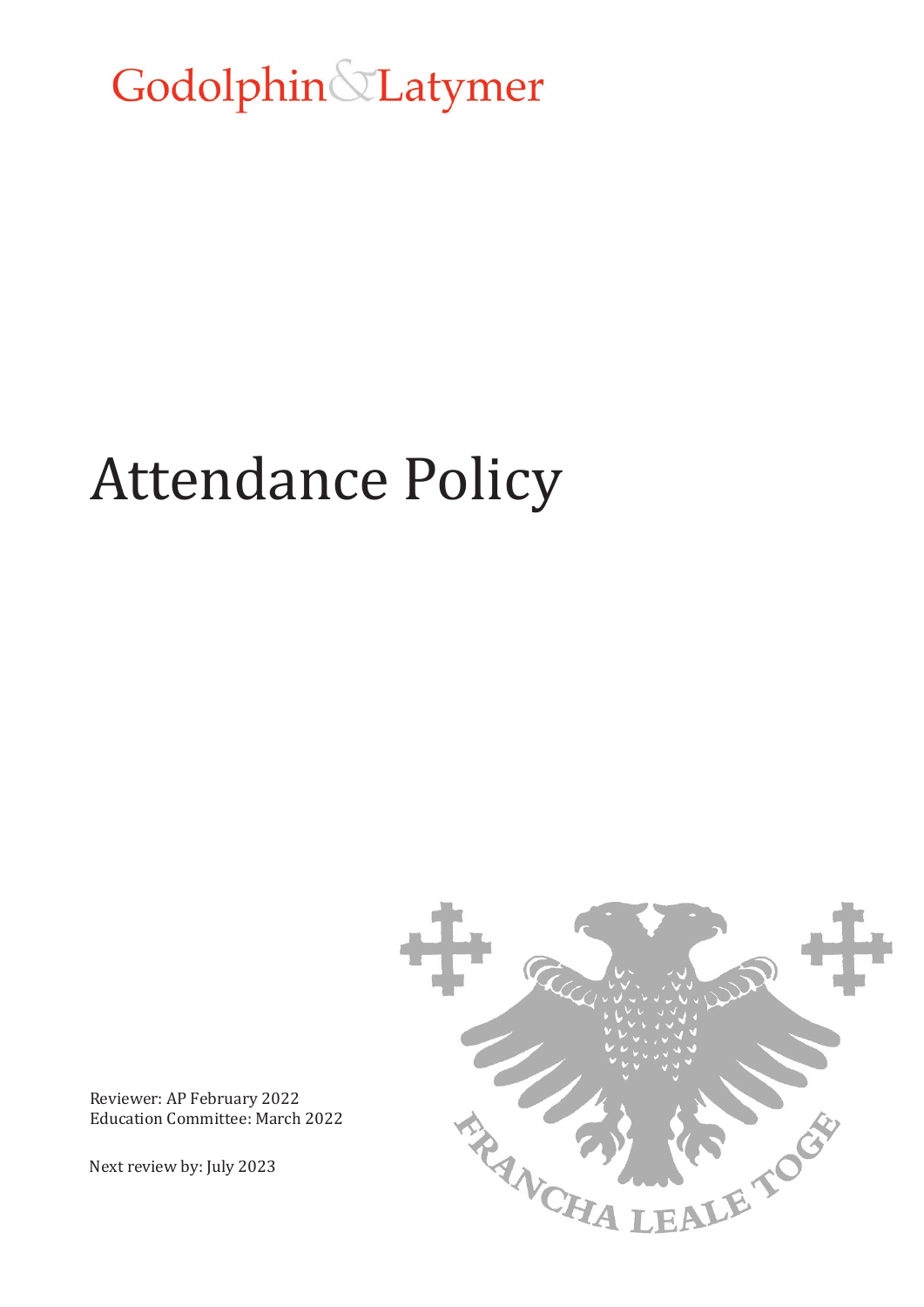Godolphin&Latymer

# Attendance Policy

Reviewer: AP February 2022
Education Committee: March 2022

Next review by: July 2023

FRANCHA LEALE TOGE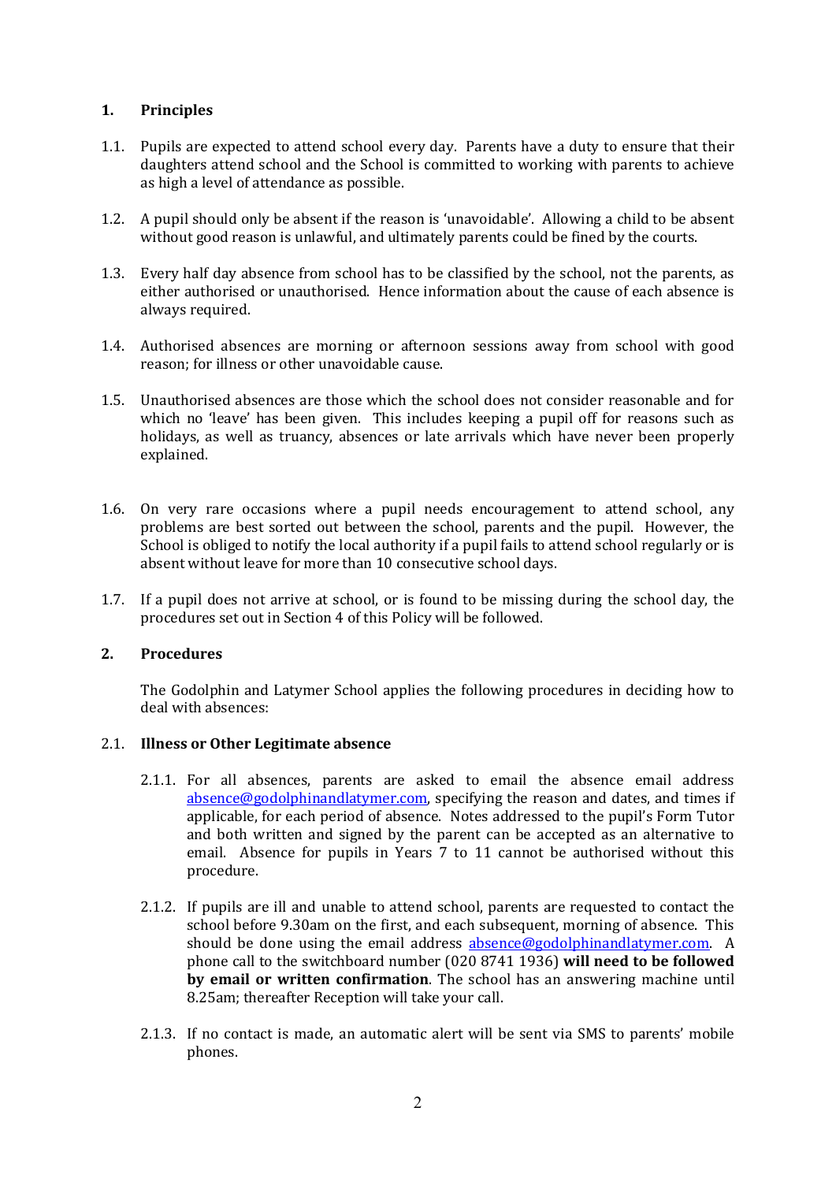## 1. Principles

1.1. Pupils are expected to attend school every day. Parents have a duty to ensure that their daughters attend school and the School is committed to working with parents to achieve as high a level of attendance as possible.

1.2. A pupil should only be absent if the reason is 'unavoidable'. Allowing a child to be absent without good reason is unlawful, and ultimately parents could be fined by the courts.

1.3. Every half day absence from school has to be classified by the school, not the parents, as either authorised or unauthorised. Hence information about the cause of each absence is always required.

1.4. Authorised absences are morning or afternoon sessions away from school with good reason; for illness or other unavoidable cause.

1.5. Unauthorised absences are those which the school does not consider reasonable and for which no 'leave' has been given. This includes keeping a pupil off for reasons such as holidays, as well as truancy, absences or late arrivals which have never been properly explained.

1.6. On very rare occasions where a pupil needs encouragement to attend school, any problems are best sorted out between the school, parents and the pupil. However, the School is obliged to notify the local authority if a pupil fails to attend school regularly or is absent without leave for more than 10 consecutive school days.

1.7. If a pupil does not arrive at school, or is found to be missing during the school day, the procedures set out in Section 4 of this Policy will be followed.

## 2. Procedures

The Godolphin and Latymer School applies the following procedures in deciding how to deal with absences:

### 2.1. Illness or Other Legitimate absence

2.1.1. For all absences, parents are asked to email the absence email address absence@godolphinandlatymer.com, specifying the reason and dates, and times if applicable, for each period of absence. Notes addressed to the pupil's Form Tutor and both written and signed by the parent can be accepted as an alternative to email. Absence for pupils in Years 7 to 11 cannot be authorised without this procedure.

2.1.2. If pupils are ill and unable to attend school, parents are requested to contact the school before 9.30am on the first, and each subsequent, morning of absence. This should be done using the email address absence@godolphinandlatymer.com. A phone call to the switchboard number (020 8741 1936) **will need to be followed by email or written confirmation**. The school has an answering machine until 8.25am; thereafter Reception will take your call.

2.1.3. If no contact is made, an automatic alert will be sent via SMS to parents' mobile phones.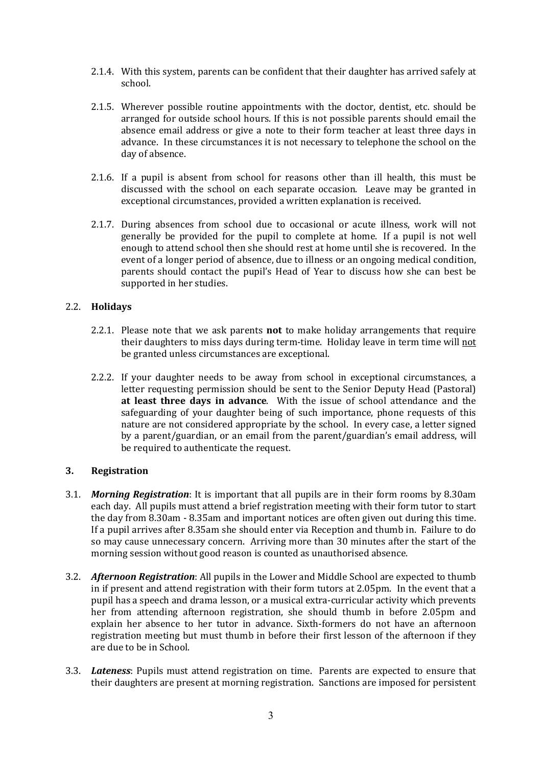2.1.4. With this system, parents can be confident that their daughter has arrived safely at school.

2.1.5. Wherever possible routine appointments with the doctor, dentist, etc. should be arranged for outside school hours. If this is not possible parents should email the absence email address or give a note to their form teacher at least three days in advance. In these circumstances it is not necessary to telephone the school on the day of absence.

2.1.6. If a pupil is absent from school for reasons other than ill health, this must be discussed with the school on each separate occasion. Leave may be granted in exceptional circumstances, provided a written explanation is received.

2.1.7. During absences from school due to occasional or acute illness, work will not generally be provided for the pupil to complete at home. If a pupil is not well enough to attend school then she should rest at home until she is recovered. In the event of a longer period of absence, due to illness or an ongoing medical condition, parents should contact the pupil's Head of Year to discuss how she can best be supported in her studies.

### 2.2. **Holidays**

2.2.1. Please note that we ask parents **not** to make holiday arrangements that require their daughters to miss days during term-time. Holiday leave in term time will <u>not</u> be granted unless circumstances are exceptional.

2.2.2. If your daughter needs to be away from school in exceptional circumstances, a letter requesting permission should be sent to the Senior Deputy Head (Pastoral) **at least three days in advance**. With the issue of school attendance and the safeguarding of your daughter being of such importance, phone requests of this nature are not considered appropriate by the school. In every case, a letter signed by a parent/guardian, or an email from the parent/guardian's email address, will be required to authenticate the request.

## 3. **Registration**

3.1. ***Morning Registration***: It is important that all pupils are in their form rooms by 8.30am each day. All pupils must attend a brief registration meeting with their form tutor to start the day from 8.30am - 8.35am and important notices are often given out during this time. If a pupil arrives after 8.35am she should enter via Reception and thumb in. Failure to do so may cause unnecessary concern. Arriving more than 30 minutes after the start of the morning session without good reason is counted as unauthorised absence.

3.2. ***Afternoon Registration***: All pupils in the Lower and Middle School are expected to thumb in if present and attend registration with their form tutors at 2.05pm. In the event that a pupil has a speech and drama lesson, or a musical extra-curricular activity which prevents her from attending afternoon registration, she should thumb in before 2.05pm and explain her absence to her tutor in advance. Sixth-formers do not have an afternoon registration meeting but must thumb in before their first lesson of the afternoon if they are due to be in School.

3.3. ***Lateness***: Pupils must attend registration on time. Parents are expected to ensure that their daughters are present at morning registration. Sanctions are imposed for persistent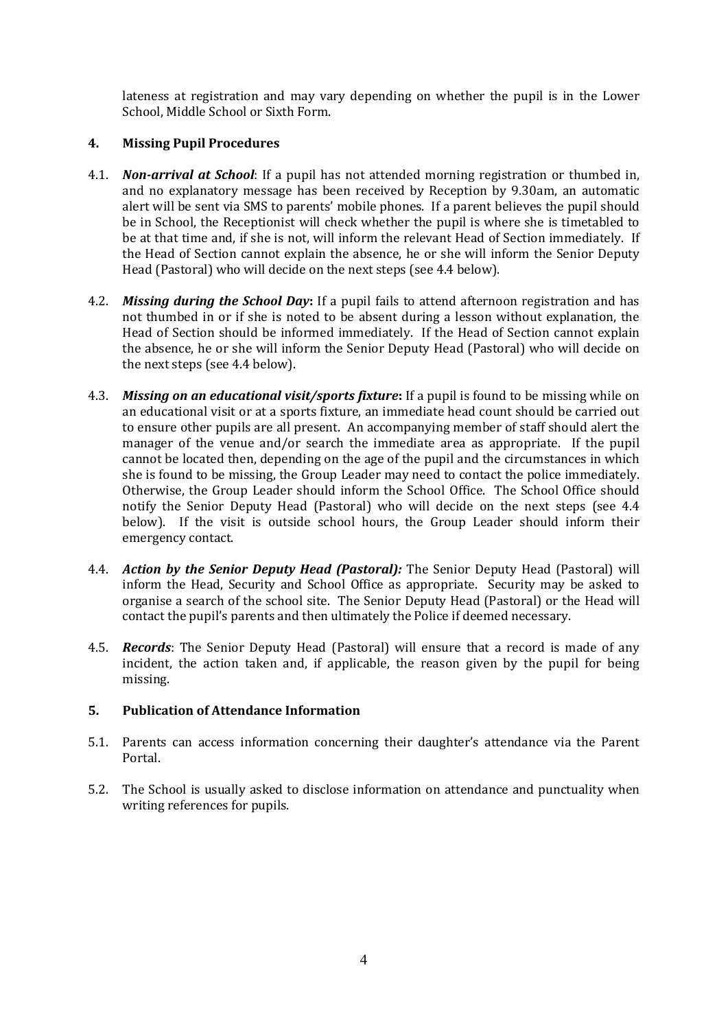lateness at registration and may vary depending on whether the pupil is in the Lower School, Middle School or Sixth Form.

## 4. Missing Pupil Procedures

4.1. ***Non-arrival at School***: If a pupil has not attended morning registration or thumbed in, and no explanatory message has been received by Reception by 9.30am, an automatic alert will be sent via SMS to parents' mobile phones. If a parent believes the pupil should be in School, the Receptionist will check whether the pupil is where she is timetabled to be at that time and, if she is not, will inform the relevant Head of Section immediately. If the Head of Section cannot explain the absence, he or she will inform the Senior Deputy Head (Pastoral) who will decide on the next steps (see 4.4 below).

4.2. ***Missing during the School Day*****:** If a pupil fails to attend afternoon registration and has not thumbed in or if she is noted to be absent during a lesson without explanation, the Head of Section should be informed immediately. If the Head of Section cannot explain the absence, he or she will inform the Senior Deputy Head (Pastoral) who will decide on the next steps (see 4.4 below).

4.3. ***Missing on an educational visit/sports fixture*****:** If a pupil is found to be missing while on an educational visit or at a sports fixture, an immediate head count should be carried out to ensure other pupils are all present. An accompanying member of staff should alert the manager of the venue and/or search the immediate area as appropriate. If the pupil cannot be located then, depending on the age of the pupil and the circumstances in which she is found to be missing, the Group Leader may need to contact the police immediately. Otherwise, the Group Leader should inform the School Office. The School Office should notify the Senior Deputy Head (Pastoral) who will decide on the next steps (see 4.4 below). If the visit is outside school hours, the Group Leader should inform their emergency contact.

4.4. ***Action by the Senior Deputy Head (Pastoral):*** The Senior Deputy Head (Pastoral) will inform the Head, Security and School Office as appropriate. Security may be asked to organise a search of the school site. The Senior Deputy Head (Pastoral) or the Head will contact the pupil's parents and then ultimately the Police if deemed necessary.

4.5. ***Records***: The Senior Deputy Head (Pastoral) will ensure that a record is made of any incident, the action taken and, if applicable, the reason given by the pupil for being missing.

## 5. Publication of Attendance Information

5.1. Parents can access information concerning their daughter's attendance via the Parent Portal.

5.2. The School is usually asked to disclose information on attendance and punctuality when writing references for pupils.